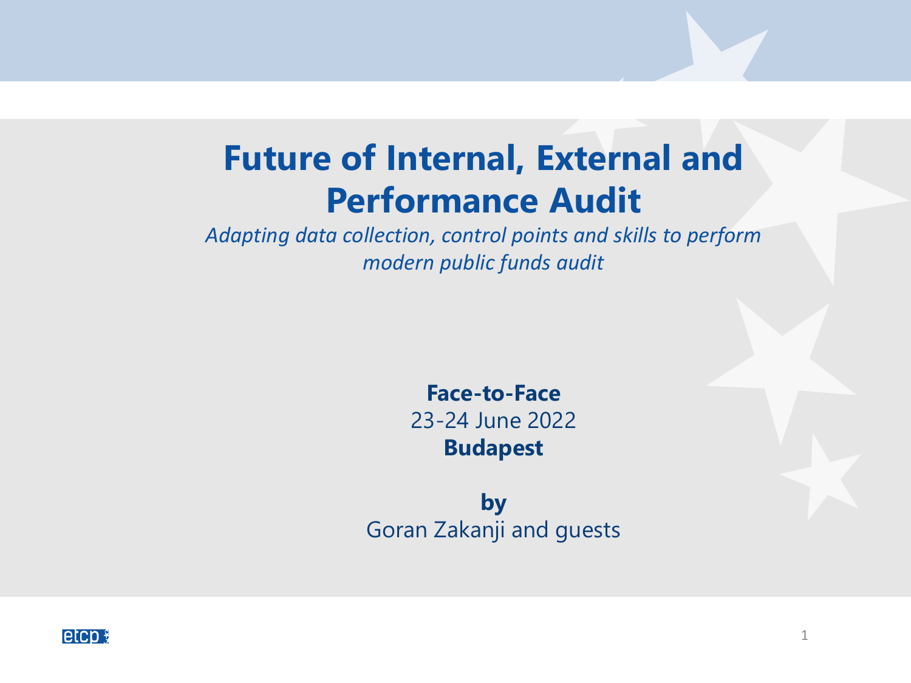# Future of Internal, External and Performance Audit

*Adapting data collection, control points and skills to perform modern public funds audit*

**Face-to-Face**

23-24 June 2022

**Budapest**

**by**

Goran Zakanji and guests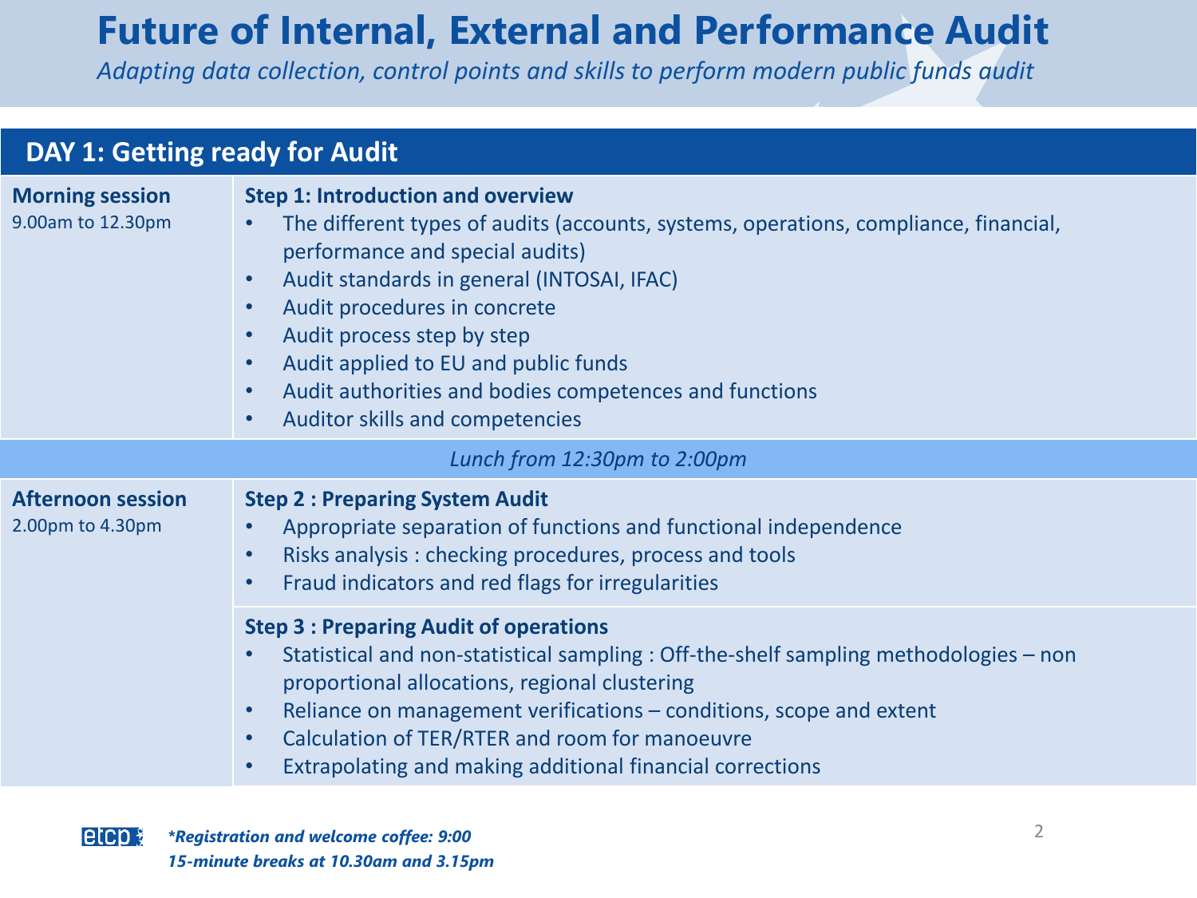# Future of Internal, External and Performance Audit

*Adapting data collection, control points and skills to perform modern public funds audit*

## DAY 1: Getting ready for Audit

**Morning session**
9.00am to 12.30pm

**Step 1: Introduction and overview**

- The different types of audits (accounts, systems, operations, compliance, financial, performance and special audits)
- Audit standards in general (INTOSAI, IFAC)
- Audit procedures in concrete
- Audit process step by step
- Audit applied to EU and public funds
- Audit authorities and bodies competences and functions
- Auditor skills and competencies

*Lunch from 12:30pm to 2:00pm*

**Afternoon session**
2.00pm to 4.30pm

**Step 2 : Preparing System Audit**

- Appropriate separation of functions and functional independence
- Risks analysis : checking procedures, process and tools
- Fraud indicators and red flags for irregularities

**Step 3 : Preparing Audit of operations**

- Statistical and non-statistical sampling : Off-the-shelf sampling methodologies – non proportional allocations, regional clustering
- Reliance on management verifications – conditions, scope and extent
- Calculation of TER/RTER and room for manoeuvre
- Extrapolating and making additional financial corrections

***Registration and welcome coffee: 9:00**
***15-minute breaks at 10.30am and 3.15pm***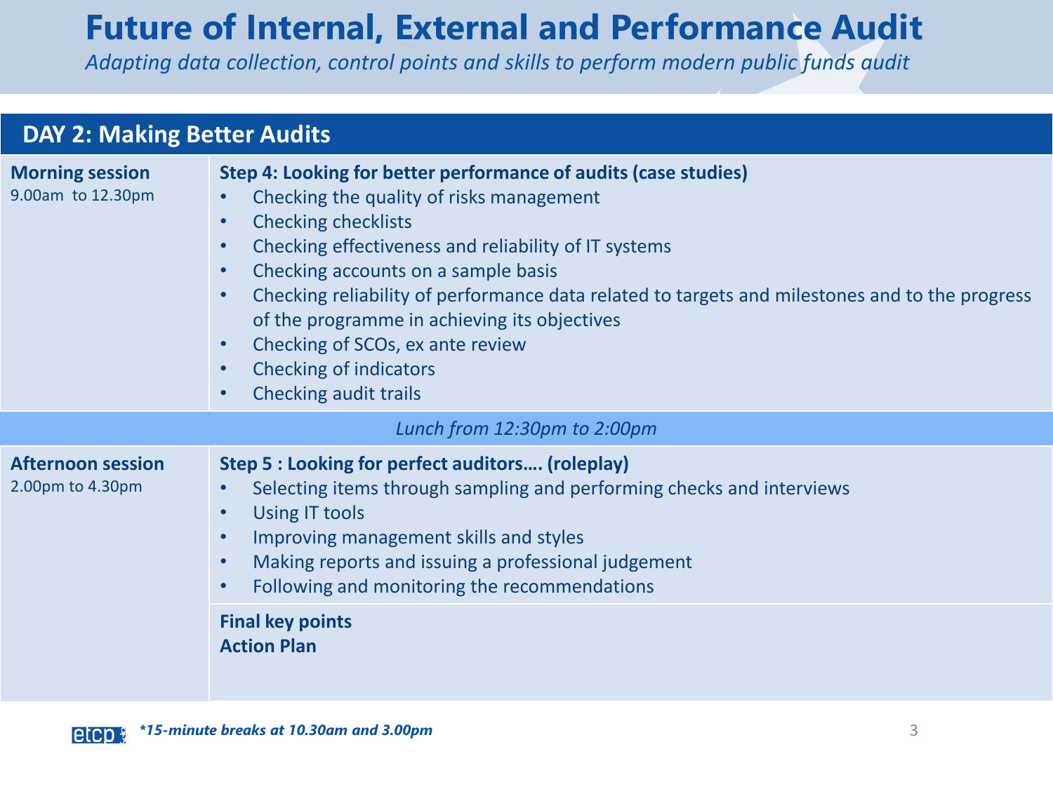# Future of Internal, External and Performance Audit

*Adapting data collection, control points and skills to perform modern public funds audit*

| DAY 2: Making Better Audits | |
|---|---|
| **Morning session** 9.00am to 12.30pm | **Step 4: Looking for better performance of audits (case studies)**<br>• Checking the quality of risks management<br>• Checking checklists<br>• Checking effectiveness and reliability of IT systems<br>• Checking accounts on a sample basis<br>• Checking reliability of performance data related to targets and milestones and to the progress of the programme in achieving its objectives<br>• Checking of SCOs, ex ante review<br>• Checking of indicators<br>• Checking audit trails |
| *Lunch from 12:30pm to 2:00pm* | |
| **Afternoon session** 2.00pm to 4.30pm | **Step 5 : Looking for perfect auditors…. (roleplay)**<br>• Selecting items through sampling and performing checks and interviews<br>• Using IT tools<br>• Improving management skills and styles<br>• Making reports and issuing a professional judgement<br>• Following and monitoring the recommendations |
| | **Final key points**<br>**Action Plan** |

***15-minute breaks at 10.30am and 3.00pm**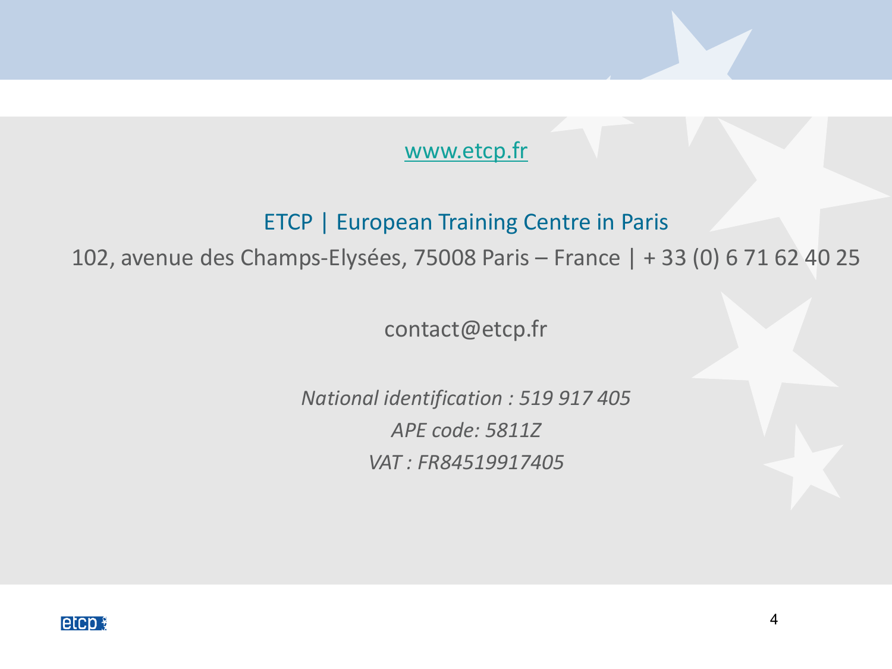[www.etcp.fr](http://www.etcp.fr)

ETCP | European Training Centre in Paris

102, avenue des Champs-Elysées, 75008 Paris – France | + 33 (0) 6 71 62 40 25

contact@etcp.fr

*National identification : 519 917 405*

*APE code: 5811Z*

*VAT : FR84519917405*